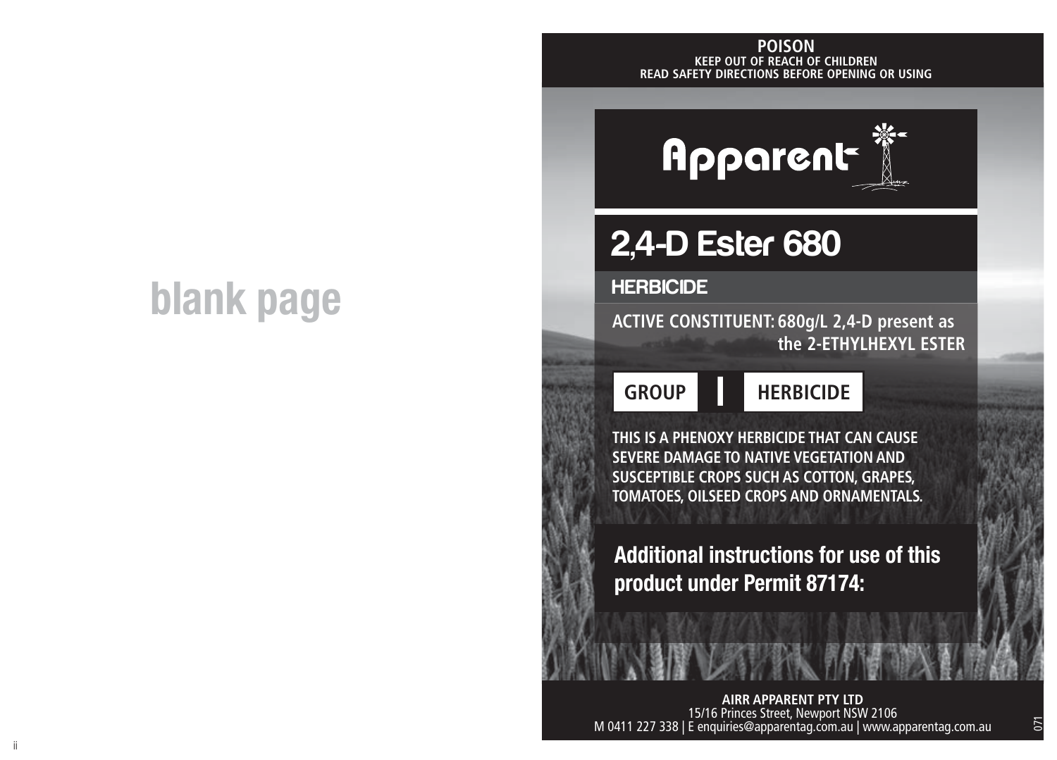blank page

**POISON**
**KEEP OUT OF REACH OF CHILDREN**
**READ SAFETY DIRECTIONS BEFORE OPENING OR USING**

# Apparent

# 2,4-D Ester 680

## HERBICIDE

**ACTIVE CONSTITUENT: 680g/L 2,4-D present as the 2-ETHYLHEXYL ESTER**

**GROUP I HERBICIDE**

**THIS IS A PHENOXY HERBICIDE THAT CAN CAUSE SEVERE DAMAGE TO NATIVE VEGETATION AND SUSCEPTIBLE CROPS SUCH AS COTTON, GRAPES, TOMATOES, OILSEED CROPS AND ORNAMENTALS.**

**Additional instructions for use of this product under Permit 87174:**

**AIRR APPARENT PTY LTD**
15/16 Princes Street, Newport NSW 2106
M 0411 227 338 | E enquiries@apparentag.com.au | www.apparentag.com.au

071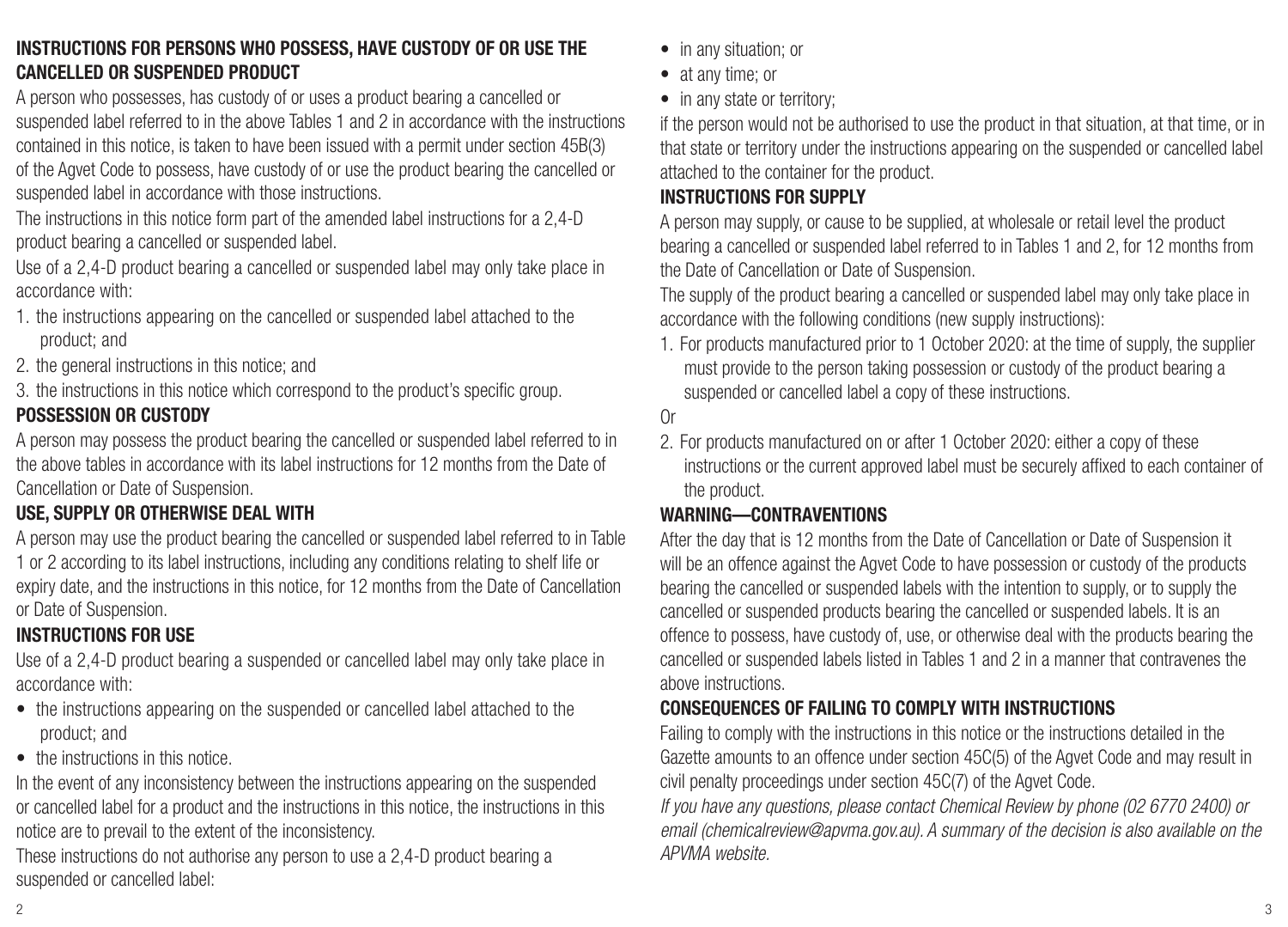## INSTRUCTIONS FOR PERSONS WHO POSSESS, HAVE CUSTODY OF OR USE THE CANCELLED OR SUSPENDED PRODUCT

A person who possesses, has custody of or uses a product bearing a cancelled or suspended label referred to in the above Tables 1 and 2 in accordance with the instructions contained in this notice, is taken to have been issued with a permit under section 45B(3) of the Agvet Code to possess, have custody of or use the product bearing the cancelled or suspended label in accordance with those instructions.

The instructions in this notice form part of the amended label instructions for a 2,4-D product bearing a cancelled or suspended label.

Use of a 2,4-D product bearing a cancelled or suspended label may only take place in accordance with:

1. the instructions appearing on the cancelled or suspended label attached to the product; and
2. the general instructions in this notice; and
3. the instructions in this notice which correspond to the product's specific group.

## POSSESSION OR CUSTODY

A person may possess the product bearing the cancelled or suspended label referred to in the above tables in accordance with its label instructions for 12 months from the Date of Cancellation or Date of Suspension.

## USE, SUPPLY OR OTHERWISE DEAL WITH

A person may use the product bearing the cancelled or suspended label referred to in Table 1 or 2 according to its label instructions, including any conditions relating to shelf life or expiry date, and the instructions in this notice, for 12 months from the Date of Cancellation or Date of Suspension.

## INSTRUCTIONS FOR USE

Use of a 2,4-D product bearing a suspended or cancelled label may only take place in accordance with:

- the instructions appearing on the suspended or cancelled label attached to the product; and
- the instructions in this notice.

In the event of any inconsistency between the instructions appearing on the suspended or cancelled label for a product and the instructions in this notice, the instructions in this notice are to prevail to the extent of the inconsistency.

These instructions do not authorise any person to use a 2,4-D product bearing a suspended or cancelled label:

- in any situation; or
- at any time; or
- in any state or territory;

if the person would not be authorised to use the product in that situation, at that time, or in that state or territory under the instructions appearing on the suspended or cancelled label attached to the container for the product.

## INSTRUCTIONS FOR SUPPLY

A person may supply, or cause to be supplied, at wholesale or retail level the product bearing a cancelled or suspended label referred to in Tables 1 and 2, for 12 months from the Date of Cancellation or Date of Suspension.

The supply of the product bearing a cancelled or suspended label may only take place in accordance with the following conditions (new supply instructions):

1. For products manufactured prior to 1 October 2020: at the time of supply, the supplier must provide to the person taking possession or custody of the product bearing a suspended or cancelled label a copy of these instructions.

Or

2. For products manufactured on or after 1 October 2020: either a copy of these instructions or the current approved label must be securely affixed to each container of the product.

## WARNING—CONTRAVENTIONS

After the day that is 12 months from the Date of Cancellation or Date of Suspension it will be an offence against the Agvet Code to have possession or custody of the products bearing the cancelled or suspended labels with the intention to supply, or to supply the cancelled or suspended products bearing the cancelled or suspended labels. It is an offence to possess, have custody of, use, or otherwise deal with the products bearing the cancelled or suspended labels listed in Tables 1 and 2 in a manner that contravenes the above instructions.

## CONSEQUENCES OF FAILING TO COMPLY WITH INSTRUCTIONS

Failing to comply with the instructions in this notice or the instructions detailed in the Gazette amounts to an offence under section 45C(5) of the Agvet Code and may result in civil penalty proceedings under section 45C(7) of the Agvet Code.

*If you have any questions, please contact Chemical Review by phone (02 6770 2400) or email (chemicalreview@apvma.gov.au). A summary of the decision is also available on the APVMA website.*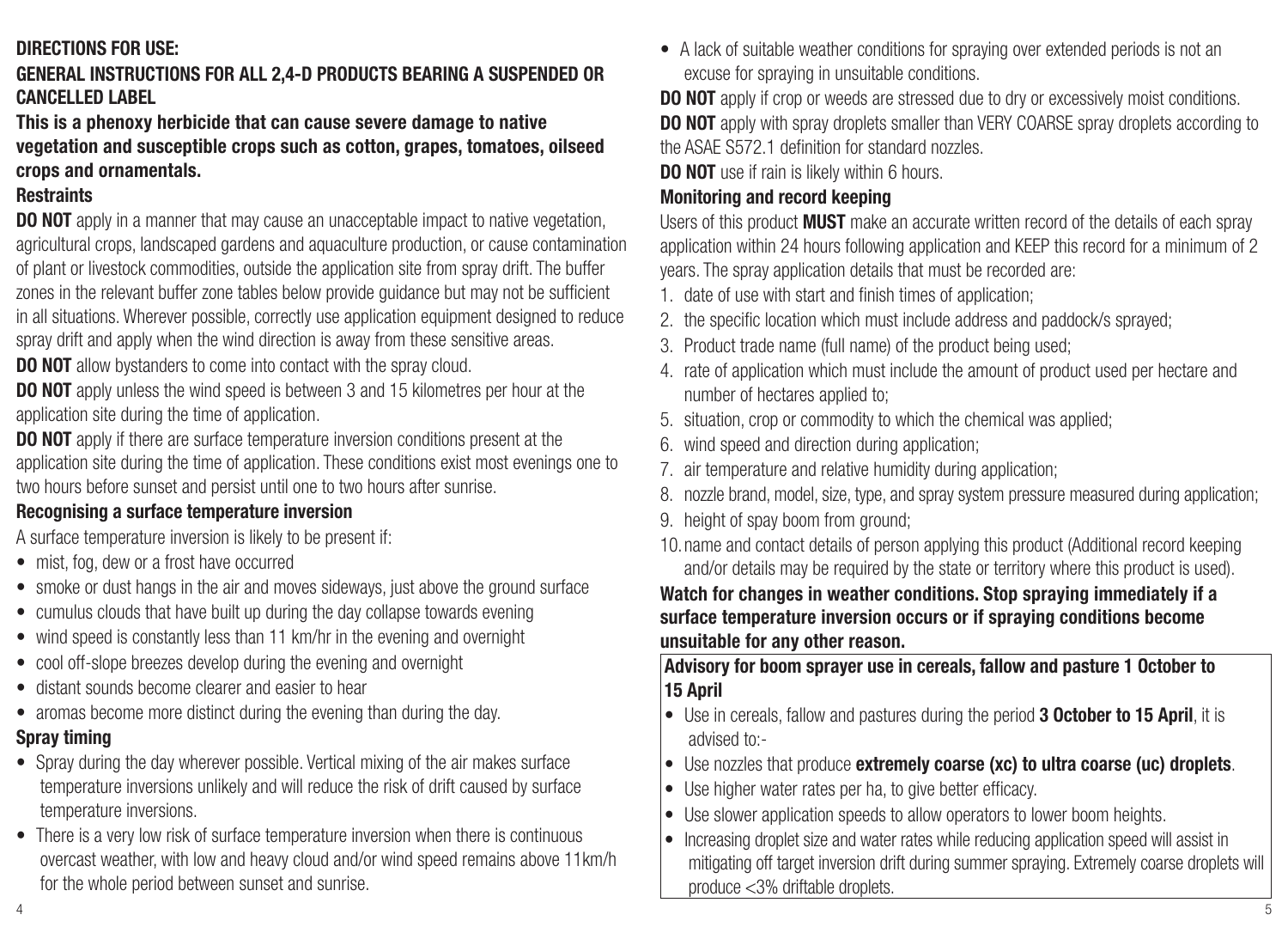**DIRECTIONS FOR USE:**

**GENERAL INSTRUCTIONS FOR ALL 2,4-D PRODUCTS BEARING A SUSPENDED OR CANCELLED LABEL**

**This is a phenoxy herbicide that can cause severe damage to native vegetation and susceptible crops such as cotton, grapes, tomatoes, oilseed crops and ornamentals.**

**Restraints**

**DO NOT** apply in a manner that may cause an unacceptable impact to native vegetation, agricultural crops, landscaped gardens and aquaculture production, or cause contamination of plant or livestock commodities, outside the application site from spray drift. The buffer zones in the relevant buffer zone tables below provide guidance but may not be sufficient in all situations. Wherever possible, correctly use application equipment designed to reduce spray drift and apply when the wind direction is away from these sensitive areas.

**DO NOT** allow bystanders to come into contact with the spray cloud.

**DO NOT** apply unless the wind speed is between 3 and 15 kilometres per hour at the application site during the time of application.

**DO NOT** apply if there are surface temperature inversion conditions present at the application site during the time of application. These conditions exist most evenings one to two hours before sunset and persist until one to two hours after sunrise.

**Recognising a surface temperature inversion**

A surface temperature inversion is likely to be present if:

- mist, fog, dew or a frost have occurred
- smoke or dust hangs in the air and moves sideways, just above the ground surface
- cumulus clouds that have built up during the day collapse towards evening
- wind speed is constantly less than 11 km/hr in the evening and overnight
- cool off-slope breezes develop during the evening and overnight
- distant sounds become clearer and easier to hear
- aromas become more distinct during the evening than during the day.

**Spray timing**

- Spray during the day wherever possible. Vertical mixing of the air makes surface temperature inversions unlikely and will reduce the risk of drift caused by surface temperature inversions.
- There is a very low risk of surface temperature inversion when there is continuous overcast weather, with low and heavy cloud and/or wind speed remains above 11km/h for the whole period between sunset and sunrise.
- A lack of suitable weather conditions for spraying over extended periods is not an excuse for spraying in unsuitable conditions.

**DO NOT** apply if crop or weeds are stressed due to dry or excessively moist conditions.

**DO NOT** apply with spray droplets smaller than VERY COARSE spray droplets according to the ASAE S572.1 definition for standard nozzles.

**DO NOT** use if rain is likely within 6 hours.

**Monitoring and record keeping**

Users of this product **MUST** make an accurate written record of the details of each spray application within 24 hours following application and KEEP this record for a minimum of 2 years. The spray application details that must be recorded are:

1. date of use with start and finish times of application;
2. the specific location which must include address and paddock/s sprayed;
3. Product trade name (full name) of the product being used;
4. rate of application which must include the amount of product used per hectare and number of hectares applied to;
5. situation, crop or commodity to which the chemical was applied;
6. wind speed and direction during application;
7. air temperature and relative humidity during application;
8. nozzle brand, model, size, type, and spray system pressure measured during application;
9. height of spay boom from ground;
10. name and contact details of person applying this product (Additional record keeping and/or details may be required by the state or territory where this product is used).

**Watch for changes in weather conditions. Stop spraying immediately if a surface temperature inversion occurs or if spraying conditions become unsuitable for any other reason.**

**Advisory for boom sprayer use in cereals, fallow and pasture 1 October to 15 April**

- Use in cereals, fallow and pastures during the period **3 October to 15 April**, it is advised to:-
- Use nozzles that produce **extremely coarse (xc) to ultra coarse (uc) droplets**.
- Use higher water rates per ha, to give better efficacy.
- Use slower application speeds to allow operators to lower boom heights.
- Increasing droplet size and water rates while reducing application speed will assist in mitigating off target inversion drift during summer spraying. Extremely coarse droplets will produce <3% driftable droplets.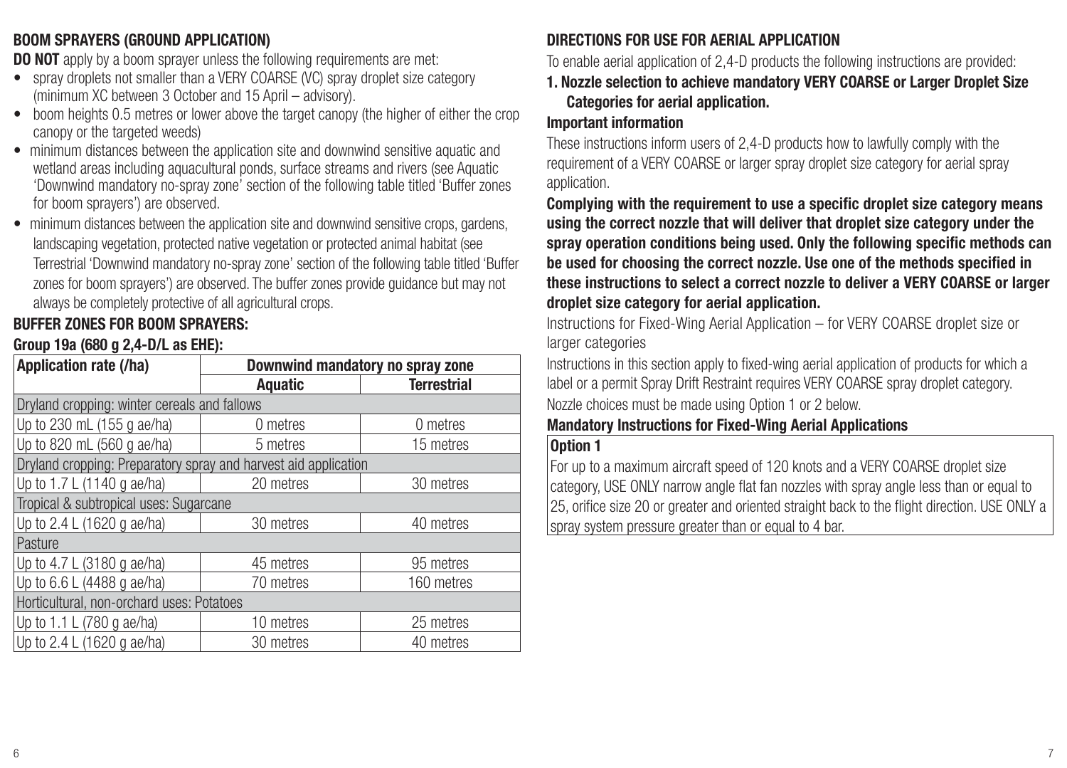### BOOM SPRAYERS (GROUND APPLICATION)

**DO NOT** apply by a boom sprayer unless the following requirements are met:

- spray droplets not smaller than a VERY COARSE (VC) spray droplet size category (minimum XC between 3 October and 15 April – advisory).
- boom heights 0.5 metres or lower above the target canopy (the higher of either the crop canopy or the targeted weeds)
- minimum distances between the application site and downwind sensitive aquatic and wetland areas including aquacultural ponds, surface streams and rivers (see Aquatic 'Downwind mandatory no-spray zone' section of the following table titled 'Buffer zones for boom sprayers') are observed.
- minimum distances between the application site and downwind sensitive crops, gardens, landscaping vegetation, protected native vegetation or protected animal habitat (see Terrestrial 'Downwind mandatory no-spray zone' section of the following table titled 'Buffer zones for boom sprayers') are observed. The buffer zones provide guidance but may not always be completely protective of all agricultural crops.

### BUFFER ZONES FOR BOOM SPRAYERS:

**Group 19a (680 g 2,4-D/L as EHE):**

| Application rate (/ha) | Downwind mandatory no spray zone | |
|---|---|---|
| | **Aquatic** | **Terrestrial** |
| Dryland cropping: winter cereals and fallows | | |
| Up to 230 mL (155 g ae/ha) | 0 metres | 0 metres |
| Up to 820 mL (560 g ae/ha) | 5 metres | 15 metres |
| Dryland cropping: Preparatory spray and harvest aid application | | |
| Up to 1.7 L (1140 g ae/ha) | 20 metres | 30 metres |
| Tropical & subtropical uses: Sugarcane | | |
| Up to 2.4 L (1620 g ae/ha) | 30 metres | 40 metres |
| Pasture | | |
| Up to 4.7 L (3180 g ae/ha) | 45 metres | 95 metres |
| Up to 6.6 L (4488 g ae/ha) | 70 metres | 160 metres |
| Horticultural, non-orchard uses: Potatoes | | |
| Up to 1.1 L (780 g ae/ha) | 10 metres | 25 metres |
| Up to 2.4 L (1620 g ae/ha) | 30 metres | 40 metres |

### DIRECTIONS FOR USE FOR AERIAL APPLICATION

To enable aerial application of 2,4-D products the following instructions are provided:

**1. Nozzle selection to achieve mandatory VERY COARSE or Larger Droplet Size Categories for aerial application.**

**Important information**

These instructions inform users of 2,4-D products how to lawfully comply with the requirement of a VERY COARSE or larger spray droplet size category for aerial spray application.

**Complying with the requirement to use a specific droplet size category means using the correct nozzle that will deliver that droplet size category under the spray operation conditions being used. Only the following specific methods can be used for choosing the correct nozzle. Use one of the methods specified in these instructions to select a correct nozzle to deliver a VERY COARSE or larger droplet size category for aerial application.**

Instructions for Fixed-Wing Aerial Application – for VERY COARSE droplet size or larger categories

Instructions in this section apply to fixed-wing aerial application of products for which a label or a permit Spray Drift Restraint requires VERY COARSE spray droplet category. Nozzle choices must be made using Option 1 or 2 below.

**Mandatory Instructions for Fixed-Wing Aerial Applications**

**Option 1**

For up to a maximum aircraft speed of 120 knots and a VERY COARSE droplet size category, USE ONLY narrow angle flat fan nozzles with spray angle less than or equal to 25, orifice size 20 or greater and oriented straight back to the flight direction. USE ONLY a spray system pressure greater than or equal to 4 bar.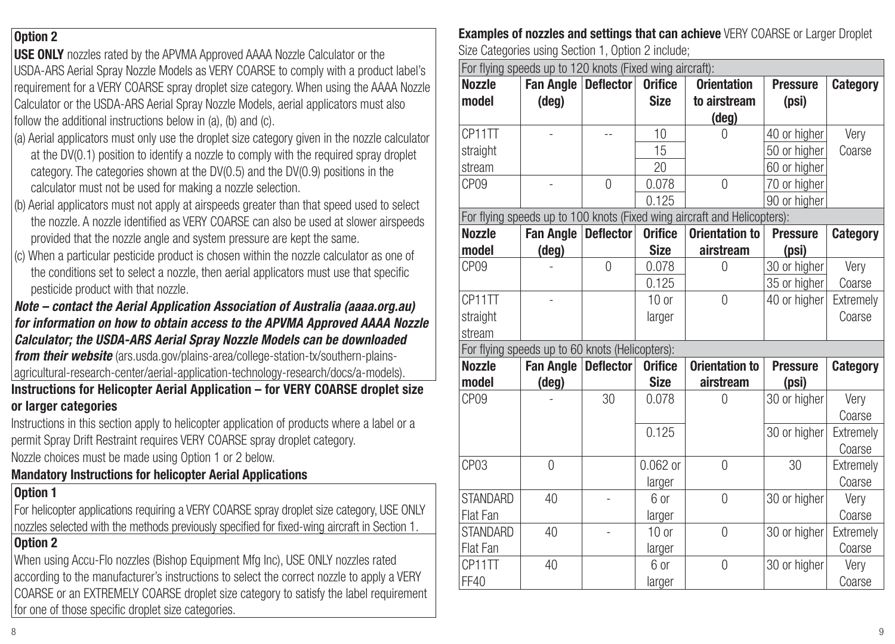**Option 2**

**USE ONLY** nozzles rated by the APVMA Approved AAAA Nozzle Calculator or the USDA-ARS Aerial Spray Nozzle Models as VERY COARSE to comply with a product label's requirement for a VERY COARSE spray droplet size category. When using the AAAA Nozzle Calculator or the USDA-ARS Aerial Spray Nozzle Models, aerial applicators must also follow the additional instructions below in (a), (b) and (c).

(a) Aerial applicators must only use the droplet size category given in the nozzle calculator at the DV(0.1) position to identify a nozzle to comply with the required spray droplet category. The categories shown at the DV(0.5) and the DV(0.9) positions in the calculator must not be used for making a nozzle selection.

(b) Aerial applicators must not apply at airspeeds greater than that speed used to select the nozzle. A nozzle identified as VERY COARSE can also be used at slower airspeeds provided that the nozzle angle and system pressure are kept the same.

(c) When a particular pesticide product is chosen within the nozzle calculator as one of the conditions set to select a nozzle, then aerial applicators must use that specific pesticide product with that nozzle.

***Note – contact the Aerial Application Association of Australia (aaaa.org.au) for information on how to obtain access to the APVMA Approved AAAA Nozzle Calculator; the USDA-ARS Aerial Spray Nozzle Models can be downloaded from their website*** (ars.usda.gov/plains-area/college-station-tx/southern-plains-agricultural-research-center/aerial-application-technology-research/docs/a-models).

## Instructions for Helicopter Aerial Application – for VERY COARSE droplet size or larger categories

Instructions in this section apply to helicopter application of products where a label or a permit Spray Drift Restraint requires VERY COARSE spray droplet category.

Nozzle choices must be made using Option 1 or 2 below.

### Mandatory Instructions for helicopter Aerial Applications

**Option 1**

For helicopter applications requiring a VERY COARSE spray droplet size category, USE ONLY nozzles selected with the methods previously specified for fixed-wing aircraft in Section 1.

**Option 2**

When using Accu-Flo nozzles (Bishop Equipment Mfg Inc), USE ONLY nozzles rated according to the manufacturer's instructions to select the correct nozzle to apply a VERY COARSE or an EXTREMELY COARSE droplet size category to satisfy the label requirement for one of those specific droplet size categories.

**Examples of nozzles and settings that can achieve** VERY COARSE or Larger Droplet Size Categories using Section 1, Option 2 include;

| For flying speeds up to 120 knots (Fixed wing aircraft): | | | | | | |
|---|---|---|---|---|---|---|
| **Nozzle model** | **Fan Angle (deg)** | **Deflector** | **Orifice Size** | **Orientation to airstream (deg)** | **Pressure (psi)** | **Category** |
| CP11TT straight stream | - | -- | 10 | 0 | 40 or higher | Very Coarse |
| | | | 15 | | 50 or higher | |
| | | | 20 | | 60 or higher | |
| CP09 | - | 0 | 0.078 | 0 | 70 or higher | |
| | | | 0.125 | | 90 or higher | |

| For flying speeds up to 100 knots (Fixed wing aircraft and Helicopters): | | | | | | |
|---|---|---|---|---|---|---|
| **Nozzle model** | **Fan Angle (deg)** | **Deflector** | **Orifice Size** | **Orientation to airstream** | **Pressure (psi)** | **Category** |
| CP09 | - | 0 | 0.078 | 0 | 30 or higher | Very Coarse |
| | | | 0.125 | | 35 or higher | |
| CP11TT straight stream | - | | 10 or larger | 0 | 40 or higher | Extremely Coarse |

| For flying speeds up to 60 knots (Helicopters): | | | | | | |
|---|---|---|---|---|---|---|
| **Nozzle model** | **Fan Angle (deg)** | **Deflector** | **Orifice Size** | **Orientation to airstream** | **Pressure (psi)** | **Category** |
| CP09 | - | 30 | 0.078 | 0 | 30 or higher | Very Coarse |
| | | | 0.125 | | 30 or higher | Extremely Coarse |
| CP03 | 0 | | 0.062 or larger | 0 | 30 | Extremely Coarse |
| STANDARD Flat Fan | 40 | - | 6 or larger | 0 | 30 or higher | Very Coarse |
| STANDARD Flat Fan | 40 | - | 10 or larger | 0 | 30 or higher | Extremely Coarse |
| CP11TT FF40 | 40 | | 6 or larger | 0 | 30 or higher | Very Coarse |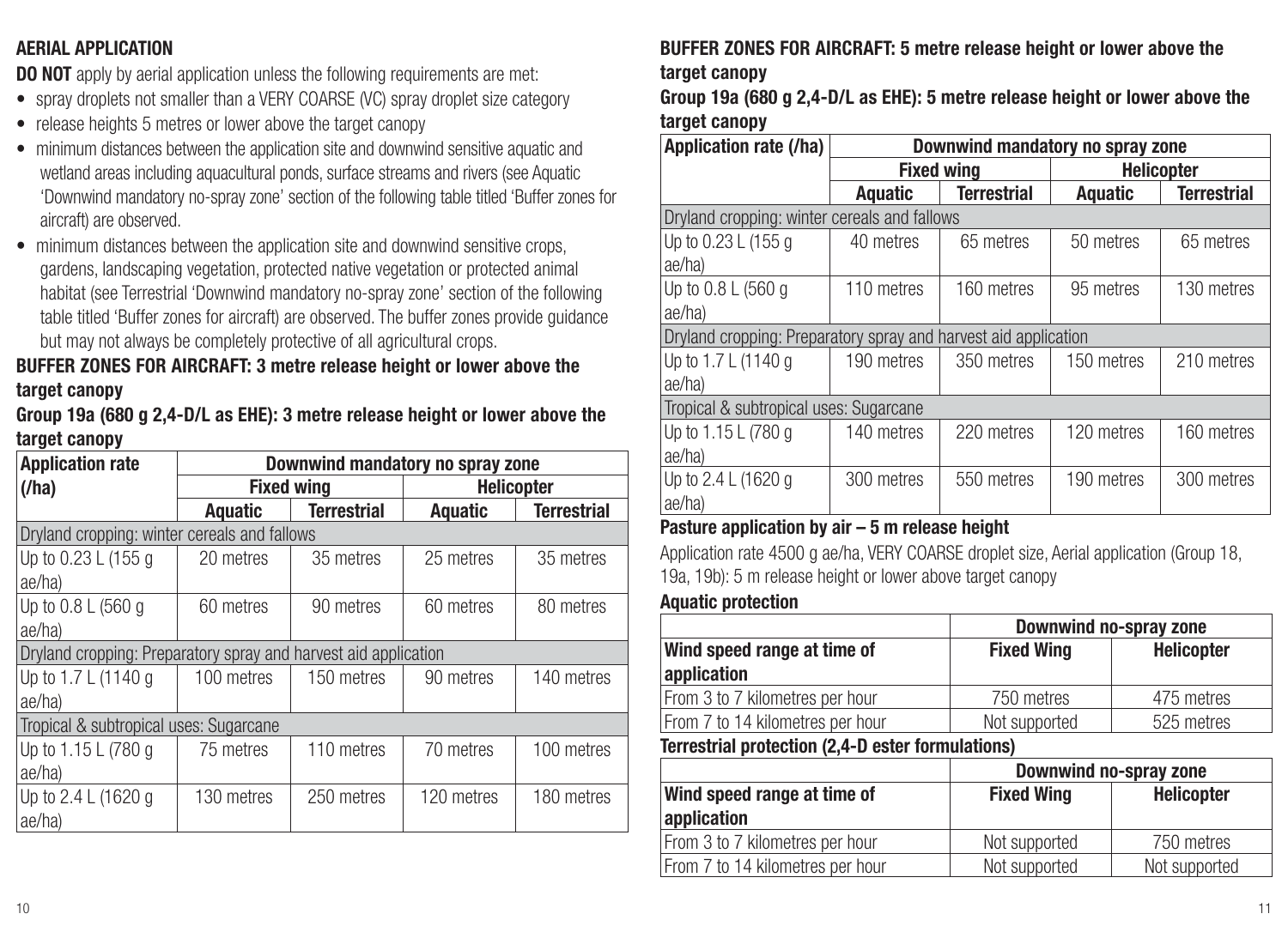## AERIAL APPLICATION

**DO NOT** apply by aerial application unless the following requirements are met:

- spray droplets not smaller than a VERY COARSE (VC) spray droplet size category
- release heights 5 metres or lower above the target canopy
- minimum distances between the application site and downwind sensitive aquatic and wetland areas including aquacultural ponds, surface streams and rivers (see Aquatic 'Downwind mandatory no-spray zone' section of the following table titled 'Buffer zones for aircraft) are observed.
- minimum distances between the application site and downwind sensitive crops, gardens, landscaping vegetation, protected native vegetation or protected animal habitat (see Terrestrial 'Downwind mandatory no-spray zone' section of the following table titled 'Buffer zones for aircraft) are observed. The buffer zones provide guidance but may not always be completely protective of all agricultural crops.

### BUFFER ZONES FOR AIRCRAFT: 3 metre release height or lower above the target canopy

### Group 19a (680 g 2,4-D/L as EHE): 3 metre release height or lower above the target canopy

| Application rate (/ha) | Downwind mandatory no spray zone | | | |
|---|---|---|---|---|
| | Fixed wing | | Helicopter | |
| | Aquatic | Terrestrial | Aquatic | Terrestrial |
| Dryland cropping: winter cereals and fallows | | | | |
| Up to 0.23 L (155 g ae/ha) | 20 metres | 35 metres | 25 metres | 35 metres |
| Up to 0.8 L (560 g ae/ha) | 60 metres | 90 metres | 60 metres | 80 metres |
| Dryland cropping: Preparatory spray and harvest aid application | | | | |
| Up to 1.7 L (1140 g ae/ha) | 100 metres | 150 metres | 90 metres | 140 metres |
| Tropical & subtropical uses: Sugarcane | | | | |
| Up to 1.15 L (780 g ae/ha) | 75 metres | 110 metres | 70 metres | 100 metres |
| Up to 2.4 L (1620 g ae/ha) | 130 metres | 250 metres | 120 metres | 180 metres |

### BUFFER ZONES FOR AIRCRAFT: 5 metre release height or lower above the target canopy

### Group 19a (680 g 2,4-D/L as EHE): 5 metre release height or lower above the target canopy

| Application rate (/ha) | Downwind mandatory no spray zone | | | |
|---|---|---|---|---|
| | Fixed wing | | Helicopter | |
| | Aquatic | Terrestrial | Aquatic | Terrestrial |
| Dryland cropping: winter cereals and fallows | | | | |
| Up to 0.23 L (155 g ae/ha) | 40 metres | 65 metres | 50 metres | 65 metres |
| Up to 0.8 L (560 g ae/ha) | 110 metres | 160 metres | 95 metres | 130 metres |
| Dryland cropping: Preparatory spray and harvest aid application | | | | |
| Up to 1.7 L (1140 g ae/ha) | 190 metres | 350 metres | 150 metres | 210 metres |
| Tropical & subtropical uses: Sugarcane | | | | |
| Up to 1.15 L (780 g ae/ha) | 140 metres | 220 metres | 120 metres | 160 metres |
| Up to 2.4 L (1620 g ae/ha) | 300 metres | 550 metres | 190 metres | 300 metres |

### Pasture application by air – 5 m release height

Application rate 4500 g ae/ha, VERY COARSE droplet size, Aerial application (Group 18, 19a, 19b): 5 m release height or lower above target canopy

#### Aquatic protection

| | Downwind no-spray zone | |
|---|---|---|
| Wind speed range at time of application | Fixed Wing | Helicopter |
| From 3 to 7 kilometres per hour | 750 metres | 475 metres |
| From 7 to 14 kilometres per hour | Not supported | 525 metres |

#### Terrestrial protection (2,4-D ester formulations)

| | Downwind no-spray zone | |
|---|---|---|
| Wind speed range at time of application | Fixed Wing | Helicopter |
| From 3 to 7 kilometres per hour | Not supported | 750 metres |
| From 7 to 14 kilometres per hour | Not supported | Not supported |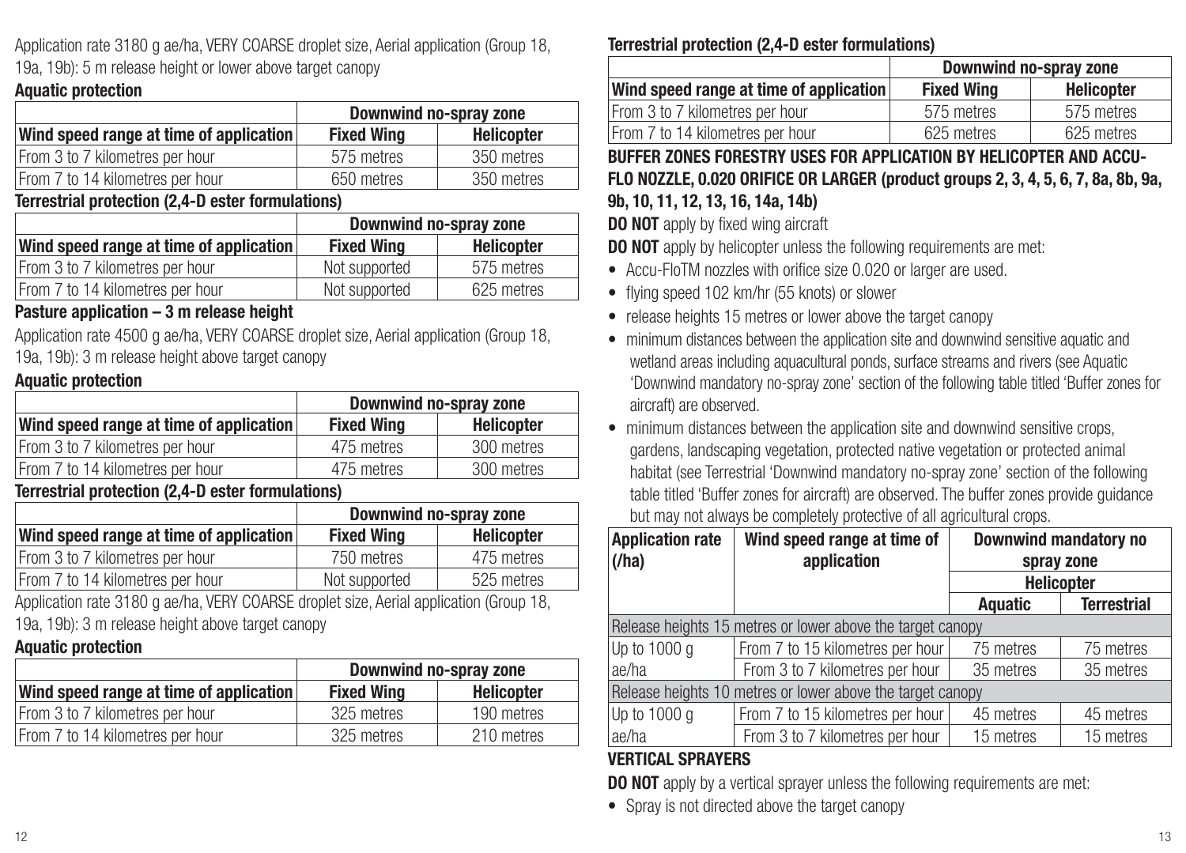Application rate 3180 g ae/ha, VERY COARSE droplet size, Aerial application (Group 18, 19a, 19b): 5 m release height or lower above target canopy

**Aquatic protection**

| | Downwind no-spray zone | |
|---|---|---|
| Wind speed range at time of application | Fixed Wing | Helicopter |
| From 3 to 7 kilometres per hour | 575 metres | 350 metres |
| From 7 to 14 kilometres per hour | 650 metres | 350 metres |

**Terrestrial protection (2,4-D ester formulations)**

| | Downwind no-spray zone | |
|---|---|---|
| Wind speed range at time of application | Fixed Wing | Helicopter |
| From 3 to 7 kilometres per hour | Not supported | 575 metres |
| From 7 to 14 kilometres per hour | Not supported | 625 metres |

**Pasture application – 3 m release height**

Application rate 4500 g ae/ha, VERY COARSE droplet size, Aerial application (Group 18, 19a, 19b): 3 m release height above target canopy

**Aquatic protection**

| | Downwind no-spray zone | |
|---|---|---|
| Wind speed range at time of application | Fixed Wing | Helicopter |
| From 3 to 7 kilometres per hour | 475 metres | 300 metres |
| From 7 to 14 kilometres per hour | 475 metres | 300 metres |

**Terrestrial protection (2,4-D ester formulations)**

| | Downwind no-spray zone | |
|---|---|---|
| Wind speed range at time of application | Fixed Wing | Helicopter |
| From 3 to 7 kilometres per hour | 750 metres | 475 metres |
| From 7 to 14 kilometres per hour | Not supported | 525 metres |

Application rate 3180 g ae/ha, VERY COARSE droplet size, Aerial application (Group 18, 19a, 19b): 3 m release height above target canopy

**Aquatic protection**

| | Downwind no-spray zone | |
|---|---|---|
| Wind speed range at time of application | Fixed Wing | Helicopter |
| From 3 to 7 kilometres per hour | 325 metres | 190 metres |
| From 7 to 14 kilometres per hour | 325 metres | 210 metres |

**Terrestrial protection (2,4-D ester formulations)**

| | Downwind no-spray zone | |
|---|---|---|
| Wind speed range at time of application | Fixed Wing | Helicopter |
| From 3 to 7 kilometres per hour | 575 metres | 575 metres |
| From 7 to 14 kilometres per hour | 625 metres | 625 metres |

**BUFFER ZONES FORESTRY USES FOR APPLICATION BY HELICOPTER AND ACCU-FLO NOZZLE, 0.020 ORIFICE OR LARGER (product groups 2, 3, 4, 5, 6, 7, 8a, 8b, 9a, 9b, 10, 11, 12, 13, 16, 14a, 14b)**

**DO NOT** apply by fixed wing aircraft

**DO NOT** apply by helicopter unless the following requirements are met:

- Accu-FloTM nozzles with orifice size 0.020 or larger are used.
- flying speed 102 km/hr (55 knots) or slower
- release heights 15 metres or lower above the target canopy
- minimum distances between the application site and downwind sensitive aquatic and wetland areas including aquacultural ponds, surface streams and rivers (see Aquatic 'Downwind mandatory no-spray zone' section of the following table titled 'Buffer zones for aircraft) are observed.
- minimum distances between the application site and downwind sensitive crops, gardens, landscaping vegetation, protected native vegetation or protected animal habitat (see Terrestrial 'Downwind mandatory no-spray zone' section of the following table titled 'Buffer zones for aircraft) are observed. The buffer zones provide guidance but may not always be completely protective of all agricultural crops.

| Application rate (/ha) | Wind speed range at time of application | Downwind mandatory no spray zone | |
|---|---|---|---|
| | | Helicopter | |
| | | Aquatic | Terrestrial |
| Release heights 15 metres or lower above the target canopy | | | |
| Up to 1000 g ae/ha | From 7 to 15 kilometres per hour | 75 metres | 75 metres |
| | From 3 to 7 kilometres per hour | 35 metres | 35 metres |
| Release heights 10 metres or lower above the target canopy | | | |
| Up to 1000 g ae/ha | From 7 to 15 kilometres per hour | 45 metres | 45 metres |
| | From 3 to 7 kilometres per hour | 15 metres | 15 metres |

**VERTICAL SPRAYERS**

**DO NOT** apply by a vertical sprayer unless the following requirements are met:

- Spray is not directed above the target canopy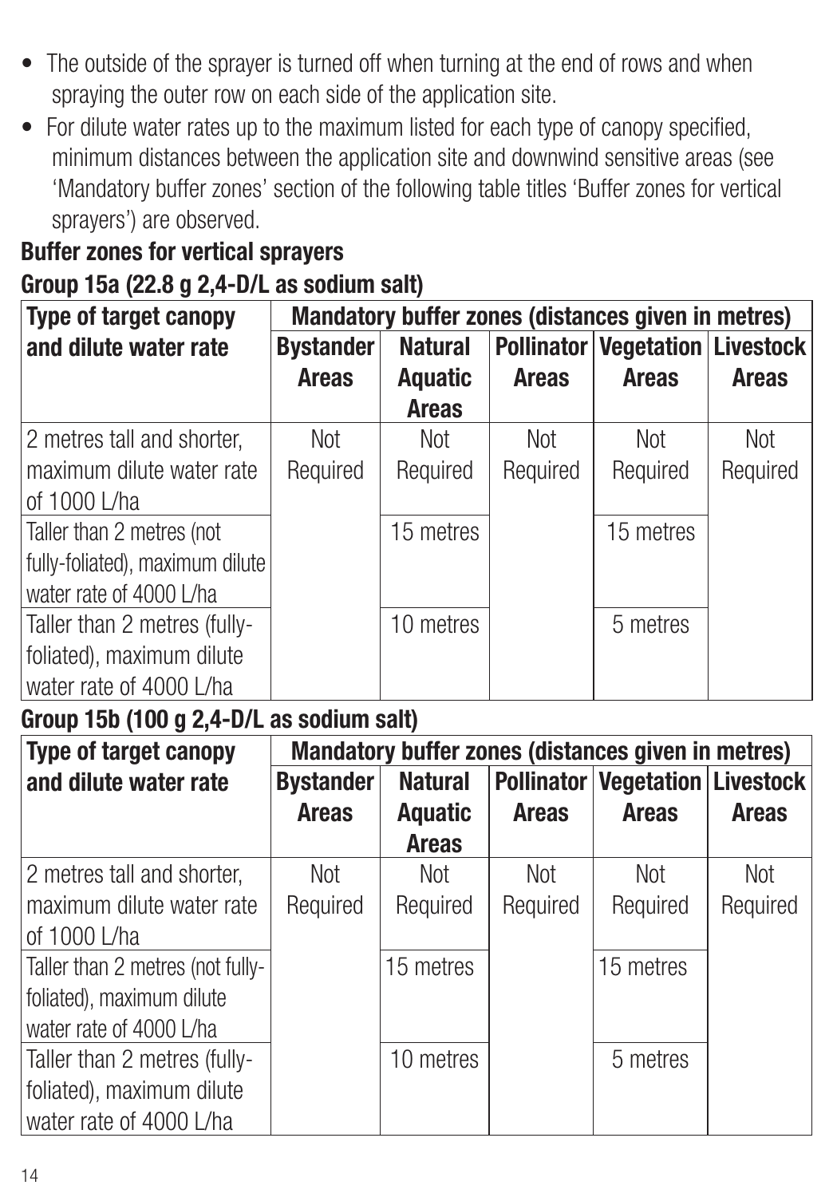- The outside of the sprayer is turned off when turning at the end of rows and when spraying the outer row on each side of the application site.
- For dilute water rates up to the maximum listed for each type of canopy specified, minimum distances between the application site and downwind sensitive areas (see 'Mandatory buffer zones' section of the following table titles 'Buffer zones for vertical sprayers') are observed.

**Buffer zones for vertical sprayers**

**Group 15a (22.8 g 2,4-D/L as sodium salt)**

| Type of target canopy and dilute water rate | Mandatory buffer zones (distances given in metres) | | | | |
|---|---|---|---|---|---|
| | Bystander Areas | Natural Aquatic Areas | Pollinator Areas | Vegetation Areas | Livestock Areas |
| 2 metres tall and shorter, maximum dilute water rate of 1000 L/ha | Not Required | Not Required | Not Required | Not Required | Not Required |
| Taller than 2 metres (not fully-foliated), maximum dilute water rate of 4000 L/ha | | 15 metres | | 15 metres | |
| Taller than 2 metres (fully-foliated), maximum dilute water rate of 4000 L/ha | | 10 metres | | 5 metres | |

**Group 15b (100 g 2,4-D/L as sodium salt)**

| Type of target canopy and dilute water rate | Mandatory buffer zones (distances given in metres) | | | | |
|---|---|---|---|---|---|
| | Bystander Areas | Natural Aquatic Areas | Pollinator Areas | Vegetation Areas | Livestock Areas |
| 2 metres tall and shorter, maximum dilute water rate of 1000 L/ha | Not Required | Not Required | Not Required | Not Required | Not Required |
| Taller than 2 metres (not fully-foliated), maximum dilute water rate of 4000 L/ha | | 15 metres | | 15 metres | |
| Taller than 2 metres (fully-foliated), maximum dilute water rate of 4000 L/ha | | 10 metres | | 5 metres | |